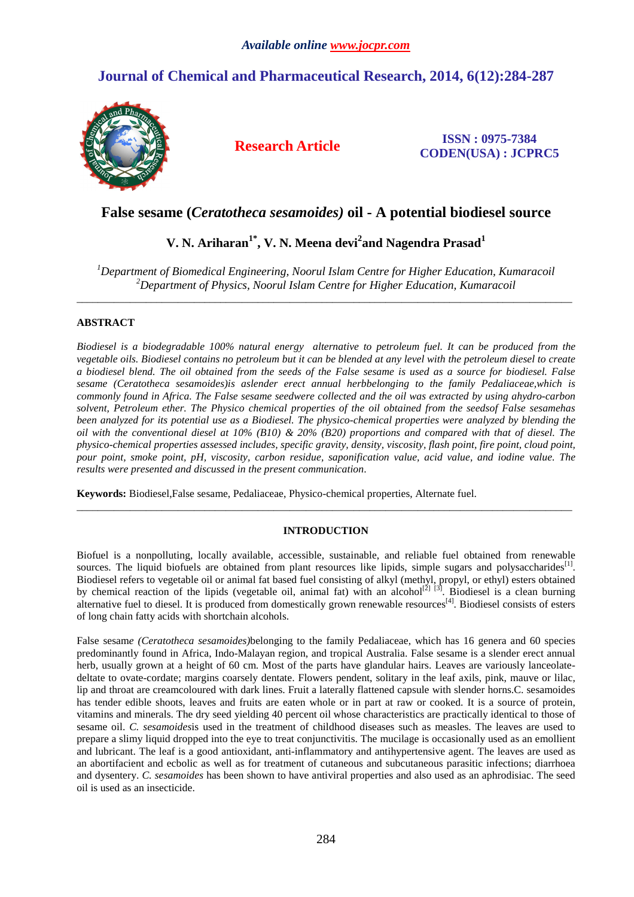*Available online www.jocpr.com*

# Journal of Chemical and Pharmaceutical Research, 2014, 6(12):284-287

**Research Article**

**ISSN : 0975-7384**
**CODEN(USA) : JCPRC5**

## False sesame (*Ceratotheca sesamoides)* oil - A potential biodiesel source

**V. N. Ariharan[1*], V. N. Meena devi[2]and Nagendra Prasad[1]**

*[1]Department of Biomedical Engineering, Noorul Islam Centre for Higher Education, Kumaracoil*
*[2]Department of Physics, Noorul Islam Centre for Higher Education, Kumaracoil*

---

### ABSTRACT

*Biodiesel is a biodegradable 100% natural energy alternative to petroleum fuel. It can be produced from the vegetable oils. Biodiesel contains no petroleum but it can be blended at any level with the petroleum diesel to create a biodiesel blend. The oil obtained from the seeds of the False sesame is used as a source for biodiesel. False sesame (Ceratotheca sesamoides)is aslender erect annual herbbelonging to the family Pedaliaceae,which is commonly found in Africa. The False sesame seedwere collected and the oil was extracted by using ahydro-carbon solvent, Petroleum ether. The Physico chemical properties of the oil obtained from the seedsof False sesamehas been analyzed for its potential use as a Biodiesel. The physico-chemical properties were analyzed by blending the oil with the conventional diesel at 10% (B10) & 20% (B20) proportions and compared with that of diesel. The physico-chemical properties assessed includes, specific gravity, density, viscosity, flash point, fire point, cloud point, pour point, smoke point, pH, viscosity, carbon residue, saponification value, acid value, and iodine value. The results were presented and discussed in the present communication.*

**Keywords:** Biodiesel,False sesame, Pedaliaceae, Physico-chemical properties, Alternate fuel.

---

### INTRODUCTION

Biofuel is a nonpolluting, locally available, accessible, sustainable, and reliable fuel obtained from renewable sources. The liquid biofuels are obtained from plant resources like lipids, simple sugars and polysaccharides[1]. Biodiesel refers to vegetable oil or animal fat based fuel consisting of alkyl (methyl, propyl, or ethyl) esters obtained by chemical reaction of the lipids (vegetable oil, animal fat) with an alcohol[2] [3]. Biodiesel is a clean burning alternative fuel to diesel. It is produced from domestically grown renewable resources[4]. Biodiesel consists of esters of long chain fatty acids with shortchain alcohols.

False sesame *(Ceratotheca sesamoides)*belonging to the family Pedaliaceae, which has 16 genera and 60 species predominantly found in Africa, Indo-Malayan region, and tropical Australia. False sesame is a slender erect annual herb, usually grown at a height of 60 cm. Most of the parts have glandular hairs. Leaves are variously lanceolate-deltate to ovate-cordate; margins coarsely dentate. Flowers pendent, solitary in the leaf axils, pink, mauve or lilac, lip and throat are creamcoloured with dark lines. Fruit a laterally flattened capsule with slender horns.C. sesamoides has tender edible shoots, leaves and fruits are eaten whole or in part at raw or cooked. It is a source of protein, vitamins and minerals. The dry seed yielding 40 percent oil whose characteristics are practically identical to those of sesame oil. *C. sesamoides*is used in the treatment of childhood diseases such as measles. The leaves are used to prepare a slimy liquid dropped into the eye to treat conjunctivitis. The mucilage is occasionally used as an emollient and lubricant. The leaf is a good antioxidant, anti-inflammatory and antihypertensive agent. The leaves are used as an abortifacient and ecbolic as well as for treatment of cutaneous and subcutaneous parasitic infections; diarrhoea and dysentery. *C. sesamoides* has been shown to have antiviral properties and also used as an aphrodisiac. The seed oil is used as an insecticide.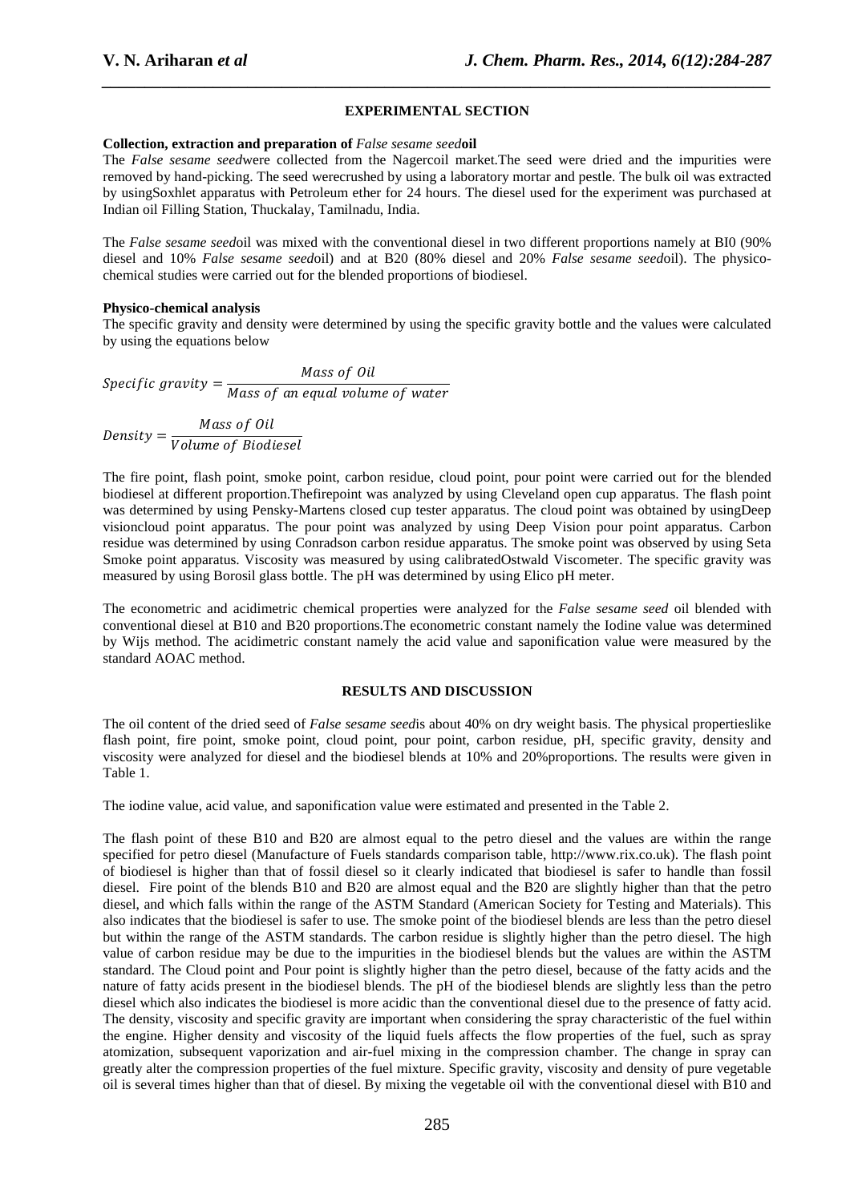## EXPERIMENTAL SECTION

**Collection, extraction and preparation of *False sesame seed*oil**

The *False sesame seed*were collected from the Nagercoil market.The seed were dried and the impurities were removed by hand-picking. The seed werecrushed by using a laboratory mortar and pestle. The bulk oil was extracted by usingSoxhlet apparatus with Petroleum ether for 24 hours. The diesel used for the experiment was purchased at Indian oil Filling Station, Thuckalay, Tamilnadu, India.

The *False sesame seed*oil was mixed with the conventional diesel in two different proportions namely at BI0 (90% diesel and 10% *False sesame seed*oil) and at B20 (80% diesel and 20% *False sesame seed*oil). The physico-chemical studies were carried out for the blended proportions of biodiesel.

**Physico-chemical analysis**

The specific gravity and density were determined by using the specific gravity bottle and the values were calculated by using the equations below

$$Specific\ gravity = \frac{Mass\ of\ Oil}{Mass\ of\ an\ equal\ volume\ of\ water}$$

$$Density = \frac{Mass\ of\ Oil}{Volume\ of\ Biodiesel}$$

The fire point, flash point, smoke point, carbon residue, cloud point, pour point were carried out for the blended biodiesel at different proportion.Thefirepoint was analyzed by using Cleveland open cup apparatus. The flash point was determined by using Pensky-Martens closed cup tester apparatus. The cloud point was obtained by usingDeep visioncloud point apparatus. The pour point was analyzed by using Deep Vision pour point apparatus. Carbon residue was determined by using Conradson carbon residue apparatus. The smoke point was observed by using Seta Smoke point apparatus. Viscosity was measured by using calibratedOstwald Viscometer. The specific gravity was measured by using Borosil glass bottle. The pH was determined by using Elico pH meter.

The econometric and acidimetric chemical properties were analyzed for the *False sesame seed* oil blended with conventional diesel at B10 and B20 proportions.The econometric constant namely the Iodine value was determined by Wijs method. The acidimetric constant namely the acid value and saponification value were measured by the standard AOAC method.

## RESULTS AND DISCUSSION

The oil content of the dried seed of *False sesame seed*is about 40% on dry weight basis. The physical propertieslike flash point, fire point, smoke point, cloud point, pour point, carbon residue, pH, specific gravity, density and viscosity were analyzed for diesel and the biodiesel blends at 10% and 20%proportions. The results were given in Table 1.

The iodine value, acid value, and saponification value were estimated and presented in the Table 2.

The flash point of these B10 and B20 are almost equal to the petro diesel and the values are within the range specified for petro diesel (Manufacture of Fuels standards comparison table, http://www.rix.co.uk). The flash point of biodiesel is higher than that of fossil diesel so it clearly indicated that biodiesel is safer to handle than fossil diesel. Fire point of the blends B10 and B20 are almost equal and the B20 are slightly higher than that the petro diesel, and which falls within the range of the ASTM Standard (American Society for Testing and Materials). This also indicates that the biodiesel is safer to use. The smoke point of the biodiesel blends are less than the petro diesel but within the range of the ASTM standards. The carbon residue is slightly higher than the petro diesel. The high value of carbon residue may be due to the impurities in the biodiesel blends but the values are within the ASTM standard. The Cloud point and Pour point is slightly higher than the petro diesel, because of the fatty acids and the nature of fatty acids present in the biodiesel blends. The pH of the biodiesel blends are slightly less than the petro diesel which also indicates the biodiesel is more acidic than the conventional diesel due to the presence of fatty acid. The density, viscosity and specific gravity are important when considering the spray characteristic of the fuel within the engine. Higher density and viscosity of the liquid fuels affects the flow properties of the fuel, such as spray atomization, subsequent vaporization and air-fuel mixing in the compression chamber. The change in spray can greatly alter the compression properties of the fuel mixture. Specific gravity, viscosity and density of pure vegetable oil is several times higher than that of diesel. By mixing the vegetable oil with the conventional diesel with B10 and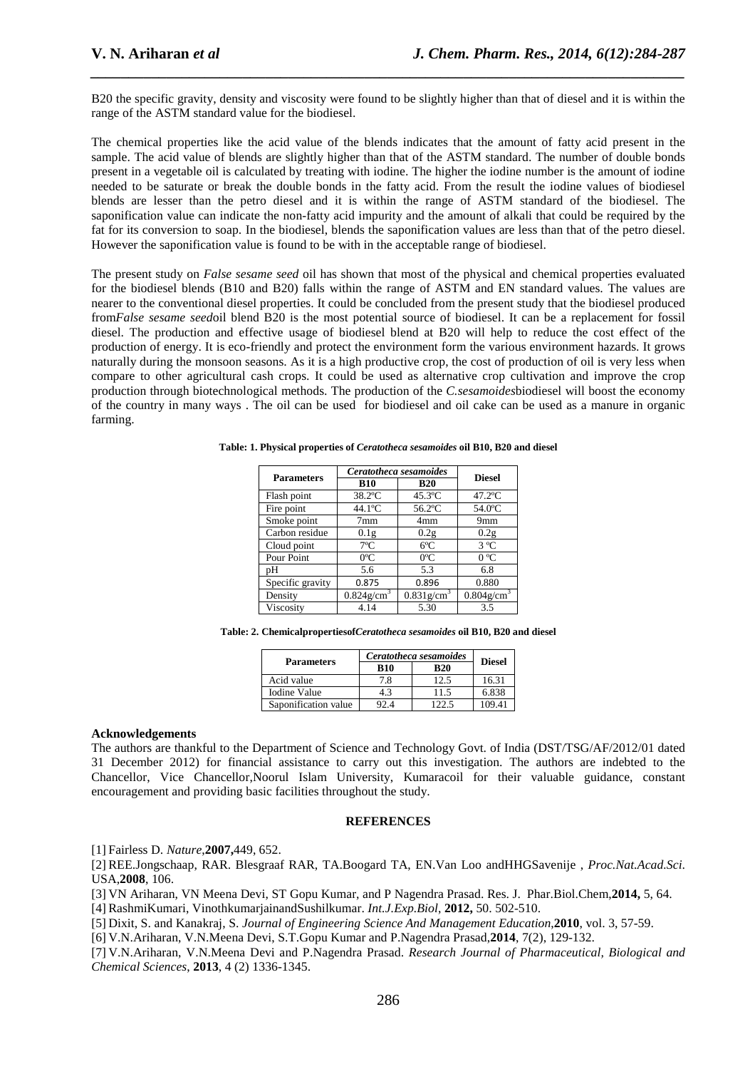B20 the specific gravity, density and viscosity were found to be slightly higher than that of diesel and it is within the range of the ASTM standard value for the biodiesel.

The chemical properties like the acid value of the blends indicates that the amount of fatty acid present in the sample. The acid value of blends are slightly higher than that of the ASTM standard. The number of double bonds present in a vegetable oil is calculated by treating with iodine. The higher the iodine number is the amount of iodine needed to be saturate or break the double bonds in the fatty acid. From the result the iodine values of biodiesel blends are lesser than the petro diesel and it is within the range of ASTM standard of the biodiesel. The saponification value can indicate the non-fatty acid impurity and the amount of alkali that could be required by the fat for its conversion to soap. In the biodiesel, blends the saponification values are less than that of the petro diesel. However the saponification value is found to be with in the acceptable range of biodiesel.

The present study on *False sesame seed* oil has shown that most of the physical and chemical properties evaluated for the biodiesel blends (B10 and B20) falls within the range of ASTM and EN standard values. The values are nearer to the conventional diesel properties. It could be concluded from the present study that the biodiesel produced from*False sesame seed*oil blend B20 is the most potential source of biodiesel. It can be a replacement for fossil diesel. The production and effective usage of biodiesel blend at B20 will help to reduce the cost effect of the production of energy. It is eco-friendly and protect the environment form the various environment hazards. It grows naturally during the monsoon seasons. As it is a high productive crop, the cost of production of oil is very less when compare to other agricultural cash crops. It could be used as alternative crop cultivation and improve the crop production through biotechnological methods. The production of the *C.sesamoides*biodiesel will boost the economy of the country in many ways . The oil can be used for biodiesel and oil cake can be used as a manure in organic farming.

**Table: 1. Physical properties of *Ceratotheca sesamoides* oil B10, B20 and diesel**

| Parameters | *Ceratotheca sesamoides* | | Diesel |
|---|---|---|---|
| | **B10** | **B20** | |
| Flash point | 38.2ºC | 45.3ºC | 47.2ºC |
| Fire point | 44.1ºC | 56.2ºC | 54.0ºC |
| Smoke point | 7mm | 4mm | 9mm |
| Carbon residue | 0.1g | 0.2g | 0.2g |
| Cloud point | 7ºC | 6ºC | 3 ºC |
| Pour Point | 0ºC | 0ºC | 0 ºC |
| pH | 5.6 | 5.3 | 6.8 |
| Specific gravity | 0.875 | 0.896 | 0.880 |
| Density | $0.824 g/cm^3$ | $0.831 g/cm^3$ | $0.804 g/cm^3$ |
| Viscosity | 4.14 | 5.30 | 3.5 |

**Table: 2. Chemicalpropertiesof*Ceratotheca sesamoides* oil B10, B20 and diesel**

| Parameters | *Ceratotheca sesamoides* | | Diesel |
|---|---|---|---|
| | **B10** | **B20** | |
| Acid value | 7.8 | 12.5 | 16.31 |
| Iodine Value | 4.3 | 11.5 | 6.838 |
| Saponification value | 92.4 | 122.5 | 109.41 |

**Acknowledgements**

The authors are thankful to the Department of Science and Technology Govt. of India (DST/TSG/AF/2012/01 dated 31 December 2012) for financial assistance to carry out this investigation. The authors are indebted to the Chancellor, Vice Chancellor,Noorul Islam University, Kumaracoil for their valuable guidance, constant encouragement and providing basic facilities throughout the study.

## REFERENCES

[1] Fairless D. *Nature*,**2007,**449, 652.

[2] REE.Jongschaap, RAR. Blesgraaf RAR, TA.Boogard TA, EN.Van Loo andHHGSavenije , *Proc.Nat.Acad.Sci.* USA,**2008**, 106.

[3] VN Ariharan, VN Meena Devi, ST Gopu Kumar, and P Nagendra Prasad. Res. J. Phar.Biol.Chem,**2014,** 5, 64.

[4] RashmiKumari, VinothkumarjainandSushilkumar. *Int.J.Exp.Biol*, **2012,** 50. 502-510.

[5] Dixit, S. and Kanakraj, S. *Journal of Engineering Science And Management Education*,**2010**, vol. 3, 57-59.

[6] V.N.Ariharan, V.N.Meena Devi, S.T.Gopu Kumar and P.Nagendra Prasad,**2014**, 7(2), 129-132.

[7] V.N.Ariharan, V.N.Meena Devi and P.Nagendra Prasad. *Research Journal of Pharmaceutical, Biological and Chemical Sciences*, **2013**, 4 (2) 1336-1345.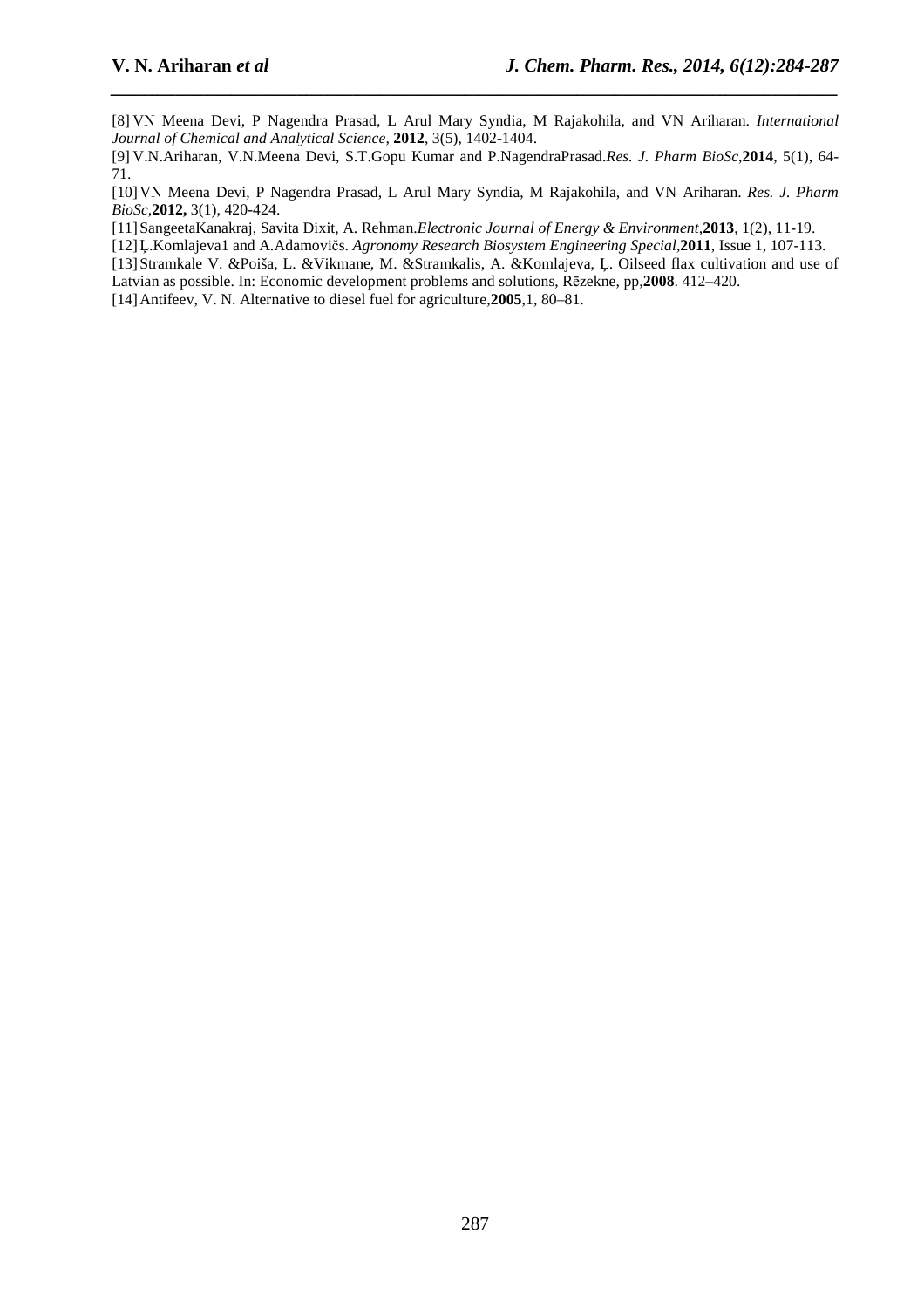[8] VN Meena Devi, P Nagendra Prasad, L Arul Mary Syndia, M Rajakohila, and VN Ariharan. *International Journal of Chemical and Analytical Science,* **2012**, 3(5), 1402-1404.

[9] V.N.Ariharan, V.N.Meena Devi, S.T.Gopu Kumar and P.NagendraPrasad.*Res. J. Pharm BioSc*,**2014**, 5(1), 64-71.

[10] VN Meena Devi, P Nagendra Prasad, L Arul Mary Syndia, M Rajakohila, and VN Ariharan. *Res. J. Pharm BioSc*,**2012,** 3(1), 420-424.

[11] SangeetaKanakraj, Savita Dixit, A. Rehman.*Electronic Journal of Energy & Environment*,**2013**, 1(2), 11-19.

[12] Ļ.Komlajeva1 and A.Adamovičs. *Agronomy Research Biosystem Engineering Special*,**2011**, Issue 1, 107-113.

[13] Stramkale V. &Poiša, L. &Vikmane, M. &Stramkalis, A. &Komlajeva, Ļ. Oilseed flax cultivation and use of Latvian as possible. In: Economic development problems and solutions, Rēzekne, pp,**2008**. 412–420.

[14] Antifeev, V. N. Alternative to diesel fuel for agriculture,**2005**,1, 80–81.